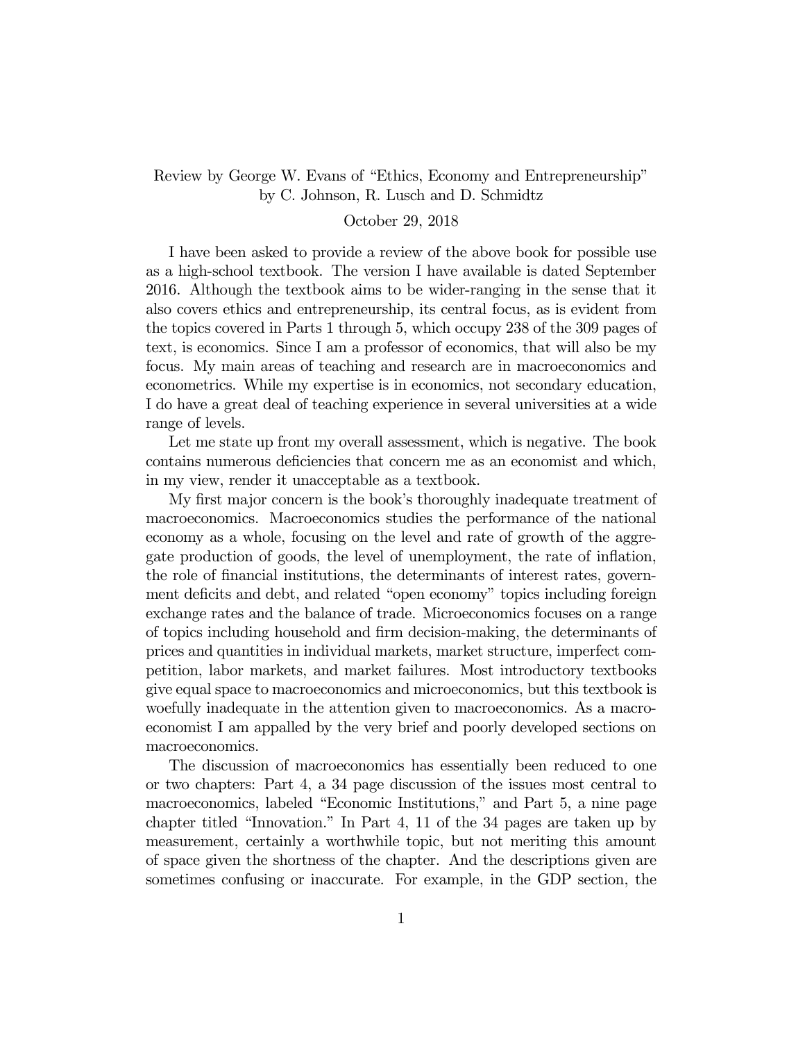Review by George W. Evans of "Ethics, Economy and Entrepreneurship" by C. Johnson, R. Lusch and D. Schmidtz

October 29, 2018

I have been asked to provide a review of the above book for possible use as a high-school textbook. The version I have available is dated September 2016. Although the textbook aims to be wider-ranging in the sense that it also covers ethics and entrepreneurship, its central focus, as is evident from the topics covered in Parts 1 through 5, which occupy 238 of the 309 pages of text, is economics. Since I am a professor of economics, that will also be my focus. My main areas of teaching and research are in macroeconomics and econometrics. While my expertise is in economics, not secondary education, I do have a great deal of teaching experience in several universities at a wide range of levels.

Let me state up front my overall assessment, which is negative. The book contains numerous deficiencies that concern me as an economist and which, in my view, render it unacceptable as a textbook.

My first major concern is the book's thoroughly inadequate treatment of macroeconomics. Macroeconomics studies the performance of the national economy as a whole, focusing on the level and rate of growth of the aggregate production of goods, the level of unemployment, the rate of inflation, the role of financial institutions, the determinants of interest rates, government deficits and debt, and related "open economy" topics including foreign exchange rates and the balance of trade. Microeconomics focuses on a range of topics including household and firm decision-making, the determinants of prices and quantities in individual markets, market structure, imperfect competition, labor markets, and market failures. Most introductory textbooks give equal space to macroeconomics and microeconomics, but this textbook is woefully inadequate in the attention given to macroeconomics. As a macroeconomist I am appalled by the very brief and poorly developed sections on macroeconomics.

The discussion of macroeconomics has essentially been reduced to one or two chapters: Part 4, a 34 page discussion of the issues most central to macroeconomics, labeled "Economic Institutions," and Part 5, a nine page chapter titled "Innovation." In Part 4, 11 of the 34 pages are taken up by measurement, certainly a worthwhile topic, but not meriting this amount of space given the shortness of the chapter. And the descriptions given are sometimes confusing or inaccurate. For example, in the GDP section, the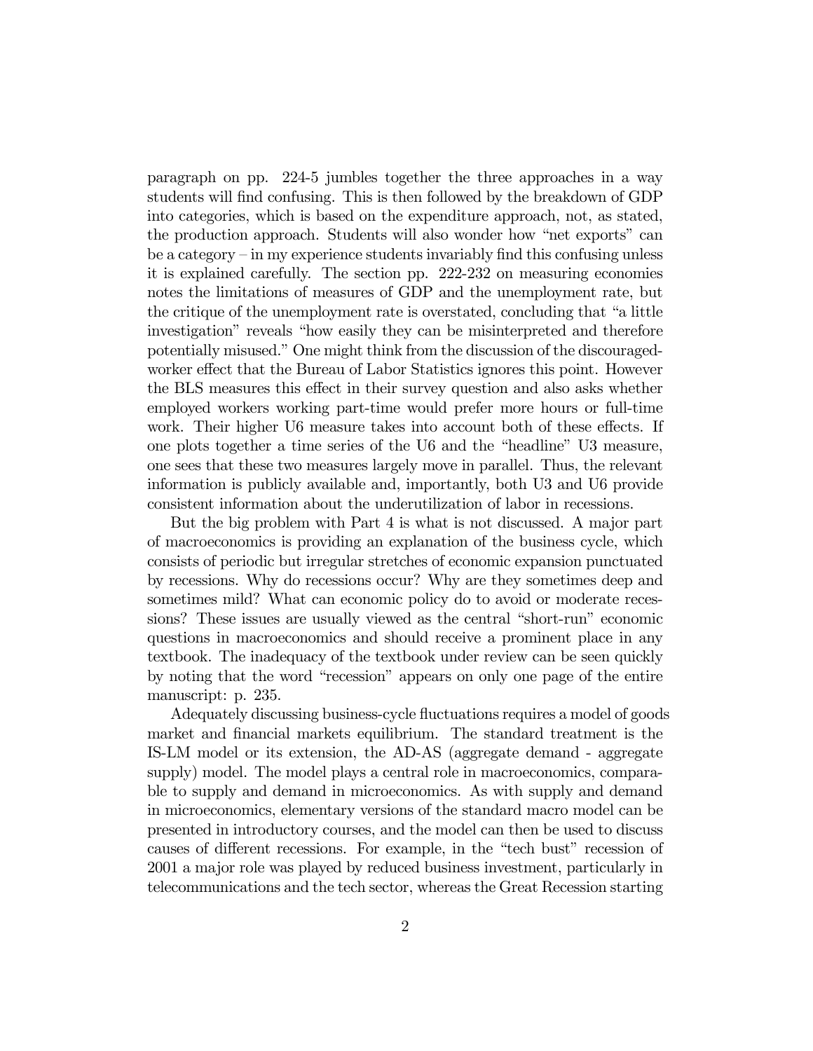paragraph on pp. 224-5 jumbles together the three approaches in a way students will find confusing. This is then followed by the breakdown of GDP into categories, which is based on the expenditure approach, not, as stated, the production approach. Students will also wonder how "net exports" can be a category – in my experience students invariably find this confusing unless it is explained carefully. The section pp. 222-232 on measuring economies notes the limitations of measures of GDP and the unemployment rate, but the critique of the unemployment rate is overstated, concluding that "a little investigation" reveals "how easily they can be misinterpreted and therefore potentially misused." One might think from the discussion of the discouraged-worker effect that the Bureau of Labor Statistics ignores this point. However the BLS measures this effect in their survey question and also asks whether employed workers working part-time would prefer more hours or full-time work. Their higher U6 measure takes into account both of these effects. If one plots together a time series of the U6 and the "headline" U3 measure, one sees that these two measures largely move in parallel. Thus, the relevant information is publicly available and, importantly, both U3 and U6 provide consistent information about the underutilization of labor in recessions.

But the big problem with Part 4 is what is not discussed. A major part of macroeconomics is providing an explanation of the business cycle, which consists of periodic but irregular stretches of economic expansion punctuated by recessions. Why do recessions occur? Why are they sometimes deep and sometimes mild? What can economic policy do to avoid or moderate recessions? These issues are usually viewed as the central "short-run" economic questions in macroeconomics and should receive a prominent place in any textbook. The inadequacy of the textbook under review can be seen quickly by noting that the word "recession" appears on only one page of the entire manuscript: p. 235.

Adequately discussing business-cycle fluctuations requires a model of goods market and financial markets equilibrium. The standard treatment is the IS-LM model or its extension, the AD-AS (aggregate demand - aggregate supply) model. The model plays a central role in macroeconomics, comparable to supply and demand in microeconomics. As with supply and demand in microeconomics, elementary versions of the standard macro model can be presented in introductory courses, and the model can then be used to discuss causes of different recessions. For example, in the "tech bust" recession of 2001 a major role was played by reduced business investment, particularly in telecommunications and the tech sector, whereas the Great Recession starting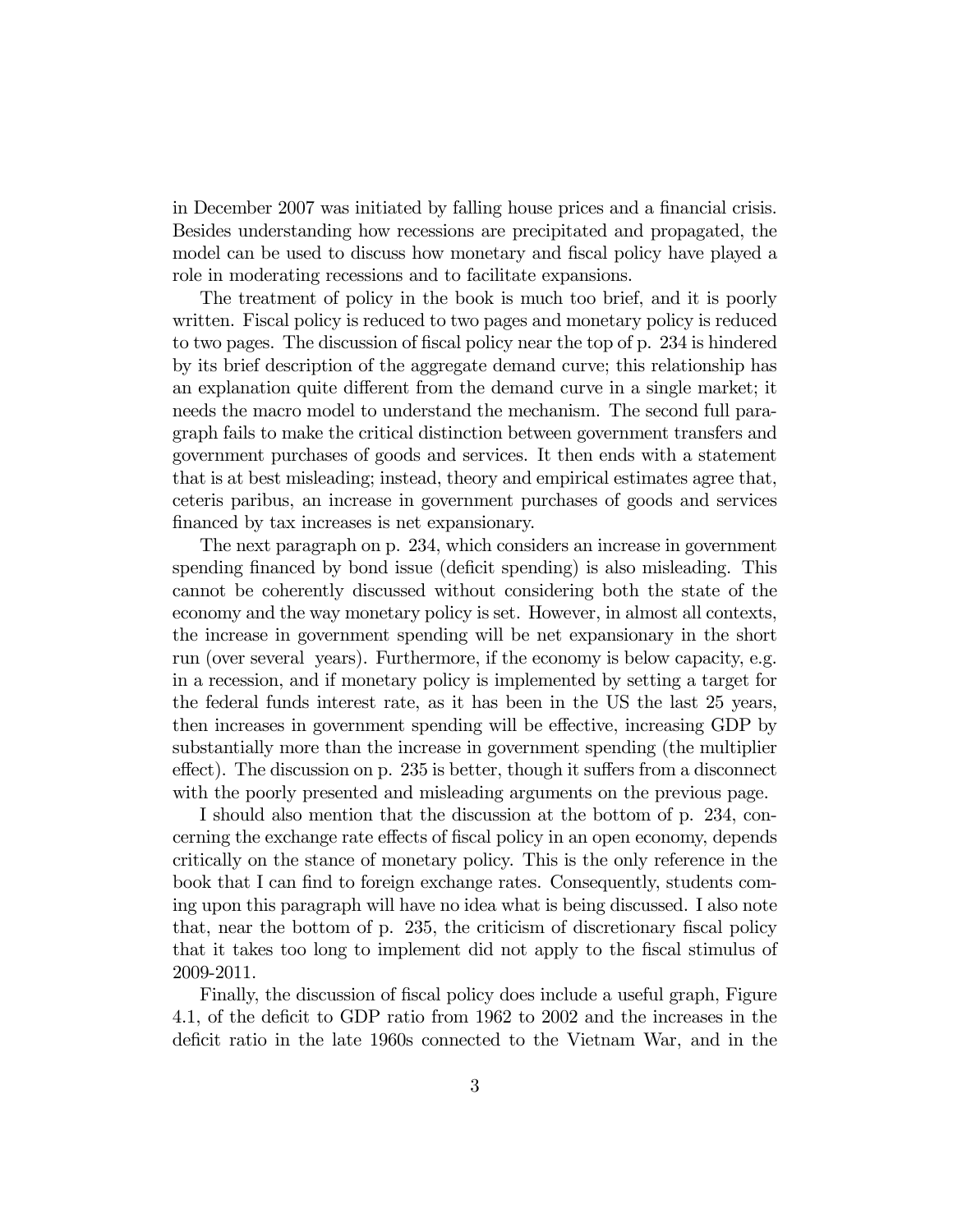in December 2007 was initiated by falling house prices and a financial crisis. Besides understanding how recessions are precipitated and propagated, the model can be used to discuss how monetary and fiscal policy have played a role in moderating recessions and to facilitate expansions.

The treatment of policy in the book is much too brief, and it is poorly written. Fiscal policy is reduced to two pages and monetary policy is reduced to two pages. The discussion of fiscal policy near the top of p. 234 is hindered by its brief description of the aggregate demand curve; this relationship has an explanation quite different from the demand curve in a single market; it needs the macro model to understand the mechanism. The second full paragraph fails to make the critical distinction between government transfers and government purchases of goods and services. It then ends with a statement that is at best misleading; instead, theory and empirical estimates agree that, ceteris paribus, an increase in government purchases of goods and services financed by tax increases is net expansionary.

The next paragraph on p. 234, which considers an increase in government spending financed by bond issue (deficit spending) is also misleading. This cannot be coherently discussed without considering both the state of the economy and the way monetary policy is set. However, in almost all contexts, the increase in government spending will be net expansionary in the short run (over several years). Furthermore, if the economy is below capacity, e.g. in a recession, and if monetary policy is implemented by setting a target for the federal funds interest rate, as it has been in the US the last 25 years, then increases in government spending will be effective, increasing GDP by substantially more than the increase in government spending (the multiplier effect). The discussion on p. 235 is better, though it suffers from a disconnect with the poorly presented and misleading arguments on the previous page.

I should also mention that the discussion at the bottom of p. 234, concerning the exchange rate effects of fiscal policy in an open economy, depends critically on the stance of monetary policy. This is the only reference in the book that I can find to foreign exchange rates. Consequently, students coming upon this paragraph will have no idea what is being discussed. I also note that, near the bottom of p. 235, the criticism of discretionary fiscal policy that it takes too long to implement did not apply to the fiscal stimulus of 2009-2011.

Finally, the discussion of fiscal policy does include a useful graph, Figure 4.1, of the deficit to GDP ratio from 1962 to 2002 and the increases in the deficit ratio in the late 1960s connected to the Vietnam War, and in the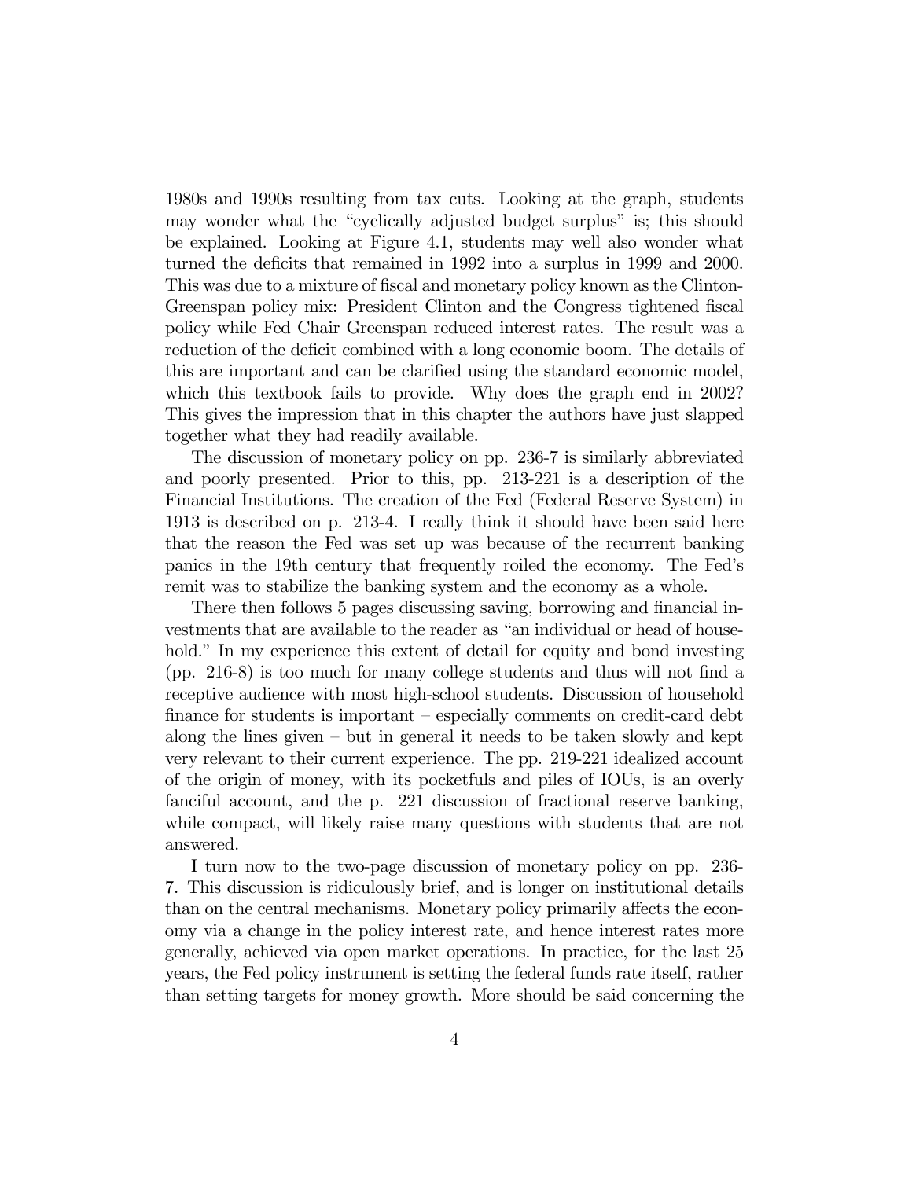1980s and 1990s resulting from tax cuts. Looking at the graph, students may wonder what the "cyclically adjusted budget surplus" is; this should be explained. Looking at Figure 4.1, students may well also wonder what turned the deficits that remained in 1992 into a surplus in 1999 and 2000. This was due to a mixture of fiscal and monetary policy known as the Clinton-Greenspan policy mix: President Clinton and the Congress tightened fiscal policy while Fed Chair Greenspan reduced interest rates. The result was a reduction of the deficit combined with a long economic boom. The details of this are important and can be clarified using the standard economic model, which this textbook fails to provide. Why does the graph end in 2002? This gives the impression that in this chapter the authors have just slapped together what they had readily available.

The discussion of monetary policy on pp. 236-7 is similarly abbreviated and poorly presented. Prior to this, pp. 213-221 is a description of the Financial Institutions. The creation of the Fed (Federal Reserve System) in 1913 is described on p. 213-4. I really think it should have been said here that the reason the Fed was set up was because of the recurrent banking panics in the 19th century that frequently roiled the economy. The Fed's remit was to stabilize the banking system and the economy as a whole.

There then follows 5 pages discussing saving, borrowing and financial investments that are available to the reader as "an individual or head of household." In my experience this extent of detail for equity and bond investing (pp. 216-8) is too much for many college students and thus will not find a receptive audience with most high-school students. Discussion of household finance for students is important – especially comments on credit-card debt along the lines given – but in general it needs to be taken slowly and kept very relevant to their current experience. The pp. 219-221 idealized account of the origin of money, with its pocketfuls and piles of IOUs, is an overly fanciful account, and the p. 221 discussion of fractional reserve banking, while compact, will likely raise many questions with students that are not answered.

I turn now to the two-page discussion of monetary policy on pp. 236-7. This discussion is ridiculously brief, and is longer on institutional details than on the central mechanisms. Monetary policy primarily affects the economy via a change in the policy interest rate, and hence interest rates more generally, achieved via open market operations. In practice, for the last 25 years, the Fed policy instrument is setting the federal funds rate itself, rather than setting targets for money growth. More should be said concerning the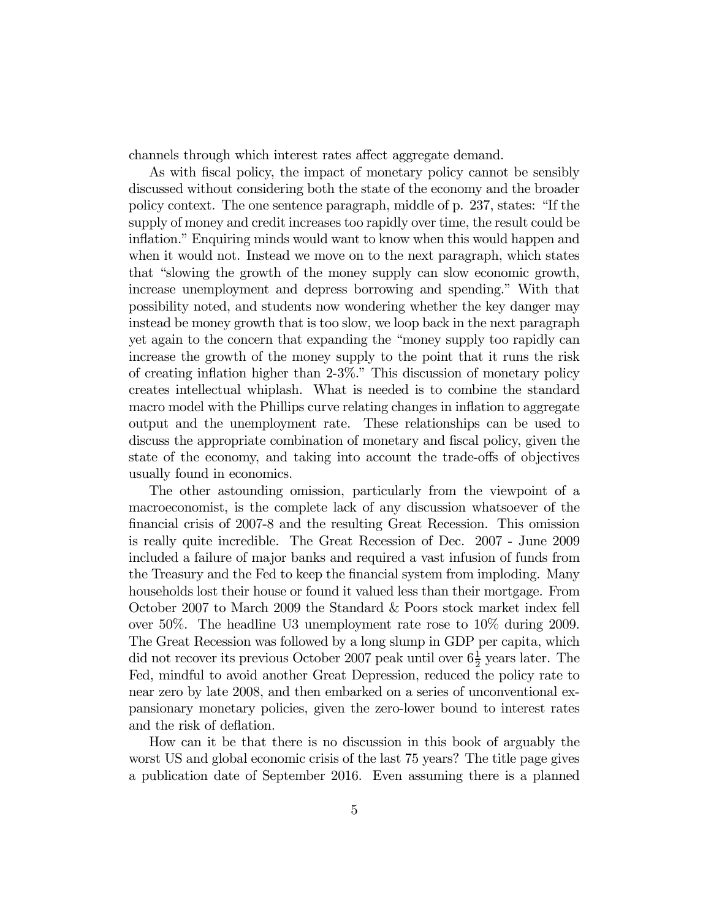channels through which interest rates affect aggregate demand.

As with fiscal policy, the impact of monetary policy cannot be sensibly discussed without considering both the state of the economy and the broader policy context. The one sentence paragraph, middle of p. 237, states: "If the supply of money and credit increases too rapidly over time, the result could be inflation." Enquiring minds would want to know when this would happen and when it would not. Instead we move on to the next paragraph, which states that "slowing the growth of the money supply can slow economic growth, increase unemployment and depress borrowing and spending." With that possibility noted, and students now wondering whether the key danger may instead be money growth that is too slow, we loop back in the next paragraph yet again to the concern that expanding the "money supply too rapidly can increase the growth of the money supply to the point that it runs the risk of creating inflation higher than 2-3%." This discussion of monetary policy creates intellectual whiplash. What is needed is to combine the standard macro model with the Phillips curve relating changes in inflation to aggregate output and the unemployment rate. These relationships can be used to discuss the appropriate combination of monetary and fiscal policy, given the state of the economy, and taking into account the trade-offs of objectives usually found in economics.

The other astounding omission, particularly from the viewpoint of a macroeconomist, is the complete lack of any discussion whatsoever of the financial crisis of 2007-8 and the resulting Great Recession. This omission is really quite incredible. The Great Recession of Dec. 2007 - June 2009 included a failure of major banks and required a vast infusion of funds from the Treasury and the Fed to keep the financial system from imploding. Many households lost their house or found it valued less than their mortgage. From October 2007 to March 2009 the Standard & Poors stock market index fell over 50%. The headline U3 unemployment rate rose to 10% during 2009. The Great Recession was followed by a long slump in GDP per capita, which did not recover its previous October 2007 peak until over $6\frac{1}{2}$ years later. The Fed, mindful to avoid another Great Depression, reduced the policy rate to near zero by late 2008, and then embarked on a series of unconventional expansionary monetary policies, given the zero-lower bound to interest rates and the risk of deflation.

How can it be that there is no discussion in this book of arguably the worst US and global economic crisis of the last 75 years? The title page gives a publication date of September 2016. Even assuming there is a planned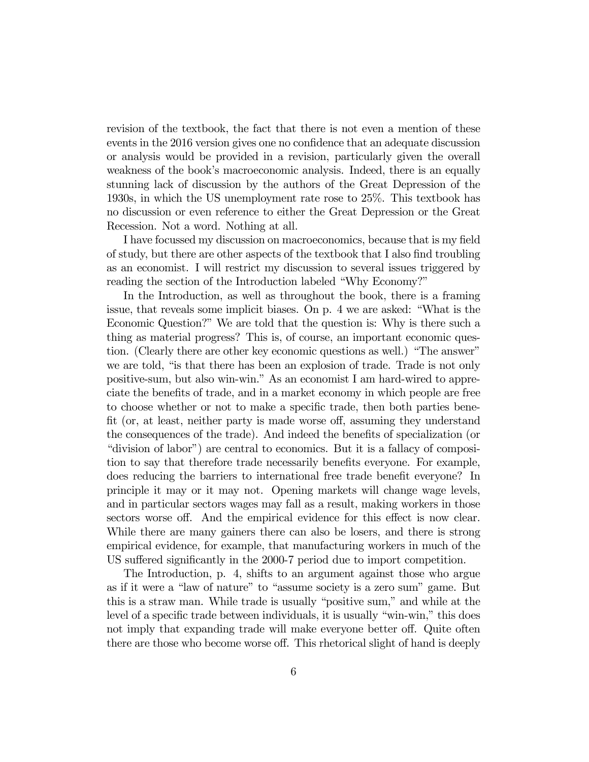revision of the textbook, the fact that there is not even a mention of these events in the 2016 version gives one no confidence that an adequate discussion or analysis would be provided in a revision, particularly given the overall weakness of the book's macroeconomic analysis. Indeed, there is an equally stunning lack of discussion by the authors of the Great Depression of the 1930s, in which the US unemployment rate rose to 25%. This textbook has no discussion or even reference to either the Great Depression or the Great Recession. Not a word. Nothing at all.

I have focussed my discussion on macroeconomics, because that is my field of study, but there are other aspects of the textbook that I also find troubling as an economist. I will restrict my discussion to several issues triggered by reading the section of the Introduction labeled "Why Economy?"

In the Introduction, as well as throughout the book, there is a framing issue, that reveals some implicit biases. On p. 4 we are asked: "What is the Economic Question?" We are told that the question is: Why is there such a thing as material progress? This is, of course, an important economic question. (Clearly there are other key economic questions as well.) "The answer" we are told, "is that there has been an explosion of trade. Trade is not only positive-sum, but also win-win." As an economist I am hard-wired to appreciate the benefits of trade, and in a market economy in which people are free to choose whether or not to make a specific trade, then both parties benefit (or, at least, neither party is made worse off, assuming they understand the consequences of the trade). And indeed the benefits of specialization (or "division of labor") are central to economics. But it is a fallacy of composition to say that therefore trade necessarily benefits everyone. For example, does reducing the barriers to international free trade benefit everyone? In principle it may or it may not. Opening markets will change wage levels, and in particular sectors wages may fall as a result, making workers in those sectors worse off. And the empirical evidence for this effect is now clear. While there are many gainers there can also be losers, and there is strong empirical evidence, for example, that manufacturing workers in much of the US suffered significantly in the 2000-7 period due to import competition.

The Introduction, p. 4, shifts to an argument against those who argue as if it were a "law of nature" to "assume society is a zero sum" game. But this is a straw man. While trade is usually "positive sum," and while at the level of a specific trade between individuals, it is usually "win-win," this does not imply that expanding trade will make everyone better off. Quite often there are those who become worse off. This rhetorical slight of hand is deeply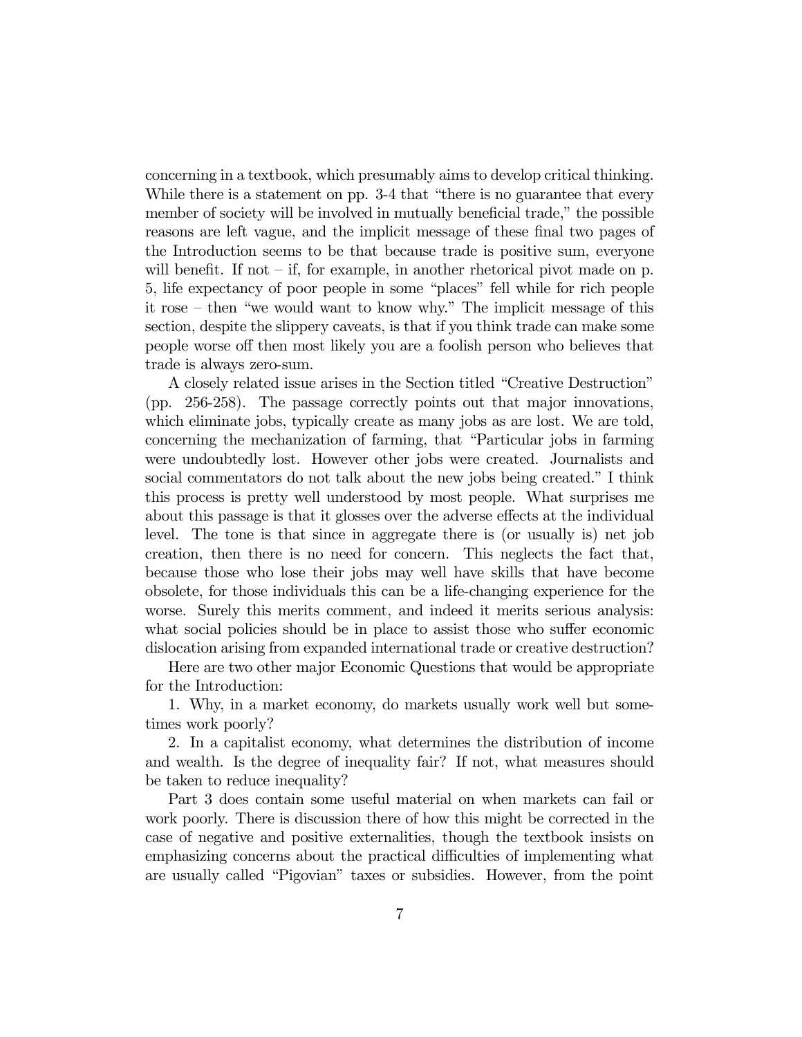concerning in a textbook, which presumably aims to develop critical thinking. While there is a statement on pp. 3-4 that "there is no guarantee that every member of society will be involved in mutually beneficial trade," the possible reasons are left vague, and the implicit message of these final two pages of the Introduction seems to be that because trade is positive sum, everyone will benefit. If not – if, for example, in another rhetorical pivot made on p. 5, life expectancy of poor people in some "places" fell while for rich people it rose – then "we would want to know why." The implicit message of this section, despite the slippery caveats, is that if you think trade can make some people worse off then most likely you are a foolish person who believes that trade is always zero-sum.

A closely related issue arises in the Section titled "Creative Destruction" (pp. 256-258). The passage correctly points out that major innovations, which eliminate jobs, typically create as many jobs as are lost. We are told, concerning the mechanization of farming, that "Particular jobs in farming were undoubtedly lost. However other jobs were created. Journalists and social commentators do not talk about the new jobs being created." I think this process is pretty well understood by most people. What surprises me about this passage is that it glosses over the adverse effects at the individual level. The tone is that since in aggregate there is (or usually is) net job creation, then there is no need for concern. This neglects the fact that, because those who lose their jobs may well have skills that have become obsolete, for those individuals this can be a life-changing experience for the worse. Surely this merits comment, and indeed it merits serious analysis: what social policies should be in place to assist those who suffer economic dislocation arising from expanded international trade or creative destruction?

Here are two other major Economic Questions that would be appropriate for the Introduction:

1. Why, in a market economy, do markets usually work well but sometimes work poorly?

2. In a capitalist economy, what determines the distribution of income and wealth. Is the degree of inequality fair? If not, what measures should be taken to reduce inequality?

Part 3 does contain some useful material on when markets can fail or work poorly. There is discussion there of how this might be corrected in the case of negative and positive externalities, though the textbook insists on emphasizing concerns about the practical difficulties of implementing what are usually called "Pigovian" taxes or subsidies. However, from the point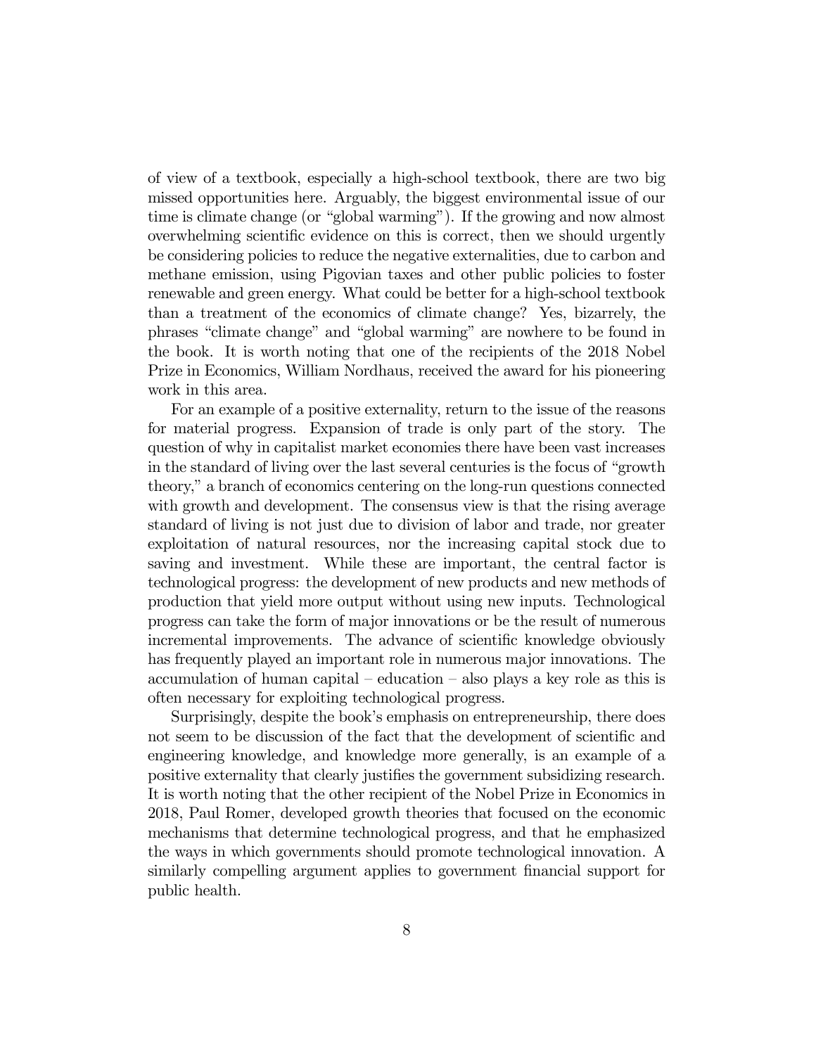of view of a textbook, especially a high-school textbook, there are two big missed opportunities here. Arguably, the biggest environmental issue of our time is climate change (or "global warming"). If the growing and now almost overwhelming scientific evidence on this is correct, then we should urgently be considering policies to reduce the negative externalities, due to carbon and methane emission, using Pigovian taxes and other public policies to foster renewable and green energy. What could be better for a high-school textbook than a treatment of the economics of climate change? Yes, bizarrely, the phrases "climate change" and "global warming" are nowhere to be found in the book. It is worth noting that one of the recipients of the 2018 Nobel Prize in Economics, William Nordhaus, received the award for his pioneering work in this area.

For an example of a positive externality, return to the issue of the reasons for material progress. Expansion of trade is only part of the story. The question of why in capitalist market economies there have been vast increases in the standard of living over the last several centuries is the focus of "growth theory," a branch of economics centering on the long-run questions connected with growth and development. The consensus view is that the rising average standard of living is not just due to division of labor and trade, nor greater exploitation of natural resources, nor the increasing capital stock due to saving and investment. While these are important, the central factor is technological progress: the development of new products and new methods of production that yield more output without using new inputs. Technological progress can take the form of major innovations or be the result of numerous incremental improvements. The advance of scientific knowledge obviously has frequently played an important role in numerous major innovations. The accumulation of human capital – education – also plays a key role as this is often necessary for exploiting technological progress.

Surprisingly, despite the book's emphasis on entrepreneurship, there does not seem to be discussion of the fact that the development of scientific and engineering knowledge, and knowledge more generally, is an example of a positive externality that clearly justifies the government subsidizing research. It is worth noting that the other recipient of the Nobel Prize in Economics in 2018, Paul Romer, developed growth theories that focused on the economic mechanisms that determine technological progress, and that he emphasized the ways in which governments should promote technological innovation. A similarly compelling argument applies to government financial support for public health.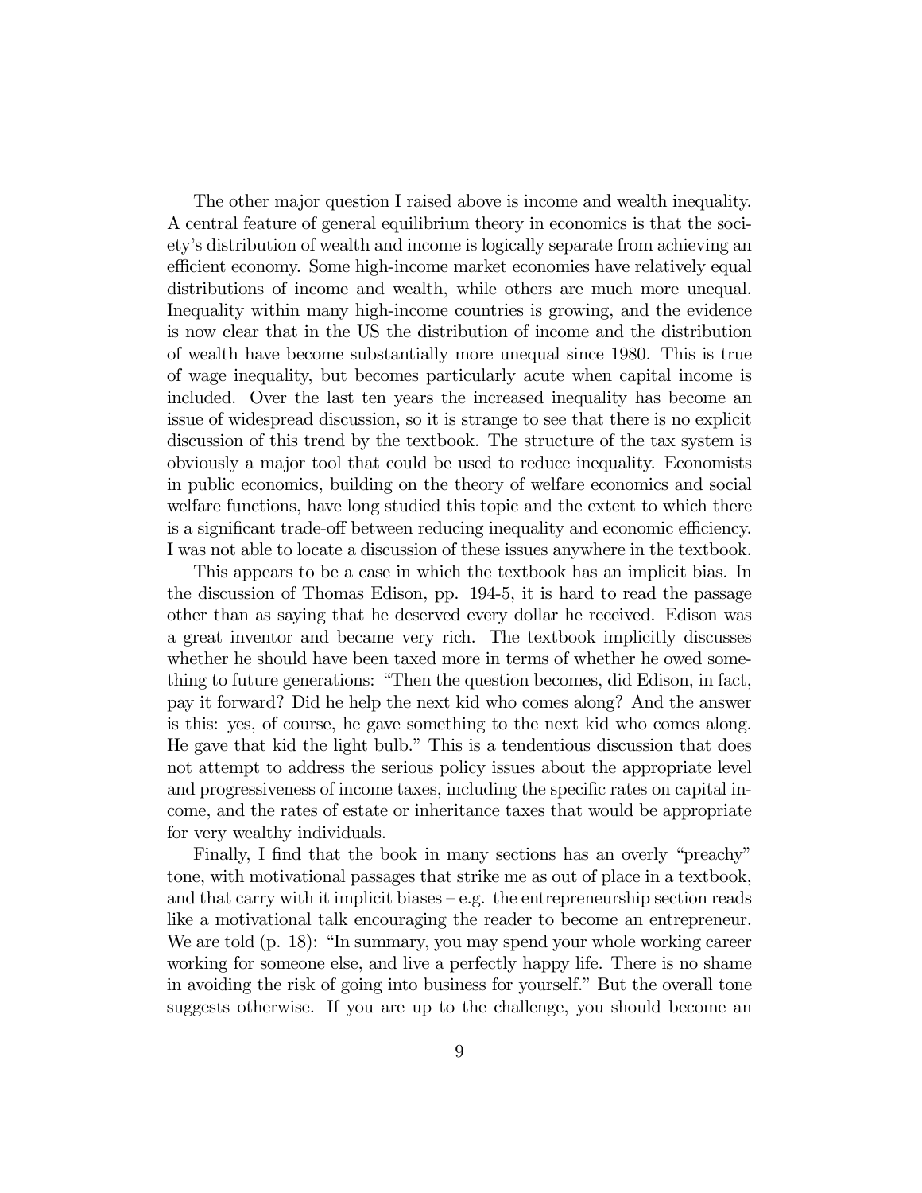The other major question I raised above is income and wealth inequality. A central feature of general equilibrium theory in economics is that the society's distribution of wealth and income is logically separate from achieving an efficient economy. Some high-income market economies have relatively equal distributions of income and wealth, while others are much more unequal. Inequality within many high-income countries is growing, and the evidence is now clear that in the US the distribution of income and the distribution of wealth have become substantially more unequal since 1980. This is true of wage inequality, but becomes particularly acute when capital income is included. Over the last ten years the increased inequality has become an issue of widespread discussion, so it is strange to see that there is no explicit discussion of this trend by the textbook. The structure of the tax system is obviously a major tool that could be used to reduce inequality. Economists in public economics, building on the theory of welfare economics and social welfare functions, have long studied this topic and the extent to which there is a significant trade-off between reducing inequality and economic efficiency. I was not able to locate a discussion of these issues anywhere in the textbook.

This appears to be a case in which the textbook has an implicit bias. In the discussion of Thomas Edison, pp. 194-5, it is hard to read the passage other than as saying that he deserved every dollar he received. Edison was a great inventor and became very rich. The textbook implicitly discusses whether he should have been taxed more in terms of whether he owed something to future generations: "Then the question becomes, did Edison, in fact, pay it forward? Did he help the next kid who comes along? And the answer is this: yes, of course, he gave something to the next kid who comes along. He gave that kid the light bulb." This is a tendentious discussion that does not attempt to address the serious policy issues about the appropriate level and progressiveness of income taxes, including the specific rates on capital income, and the rates of estate or inheritance taxes that would be appropriate for very wealthy individuals.

Finally, I find that the book in many sections has an overly "preachy" tone, with motivational passages that strike me as out of place in a textbook, and that carry with it implicit biases – e.g. the entrepreneurship section reads like a motivational talk encouraging the reader to become an entrepreneur. We are told (p. 18): "In summary, you may spend your whole working career working for someone else, and live a perfectly happy life. There is no shame in avoiding the risk of going into business for yourself." But the overall tone suggests otherwise. If you are up to the challenge, you should become an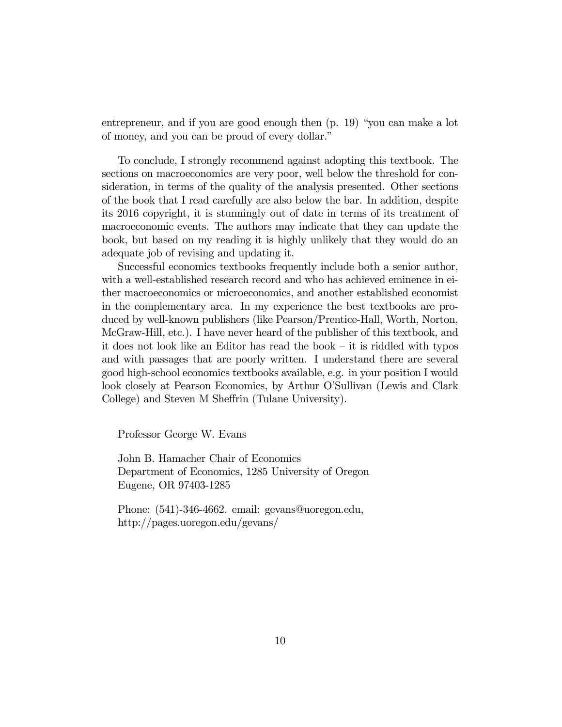entrepreneur, and if you are good enough then (p. 19) "you can make a lot of money, and you can be proud of every dollar."

To conclude, I strongly recommend against adopting this textbook. The sections on macroeconomics are very poor, well below the threshold for consideration, in terms of the quality of the analysis presented. Other sections of the book that I read carefully are also below the bar. In addition, despite its 2016 copyright, it is stunningly out of date in terms of its treatment of macroeconomic events. The authors may indicate that they can update the book, but based on my reading it is highly unlikely that they would do an adequate job of revising and updating it.

Successful economics textbooks frequently include both a senior author, with a well-established research record and who has achieved eminence in either macroeconomics or microeconomics, and another established economist in the complementary area. In my experience the best textbooks are produced by well-known publishers (like Pearson/Prentice-Hall, Worth, Norton, McGraw-Hill, etc.). I have never heard of the publisher of this textbook, and it does not look like an Editor has read the book – it is riddled with typos and with passages that are poorly written. I understand there are several good high-school economics textbooks available, e.g. in your position I would look closely at Pearson Economics, by Arthur O'Sullivan (Lewis and Clark College) and Steven M Sheffrin (Tulane University).

Professor George W. Evans

John B. Hamacher Chair of Economics
Department of Economics, 1285 University of Oregon
Eugene, OR 97403-1285

Phone: (541)-346-4662. email: gevans@uoregon.edu,
http://pages.uoregon.edu/gevans/